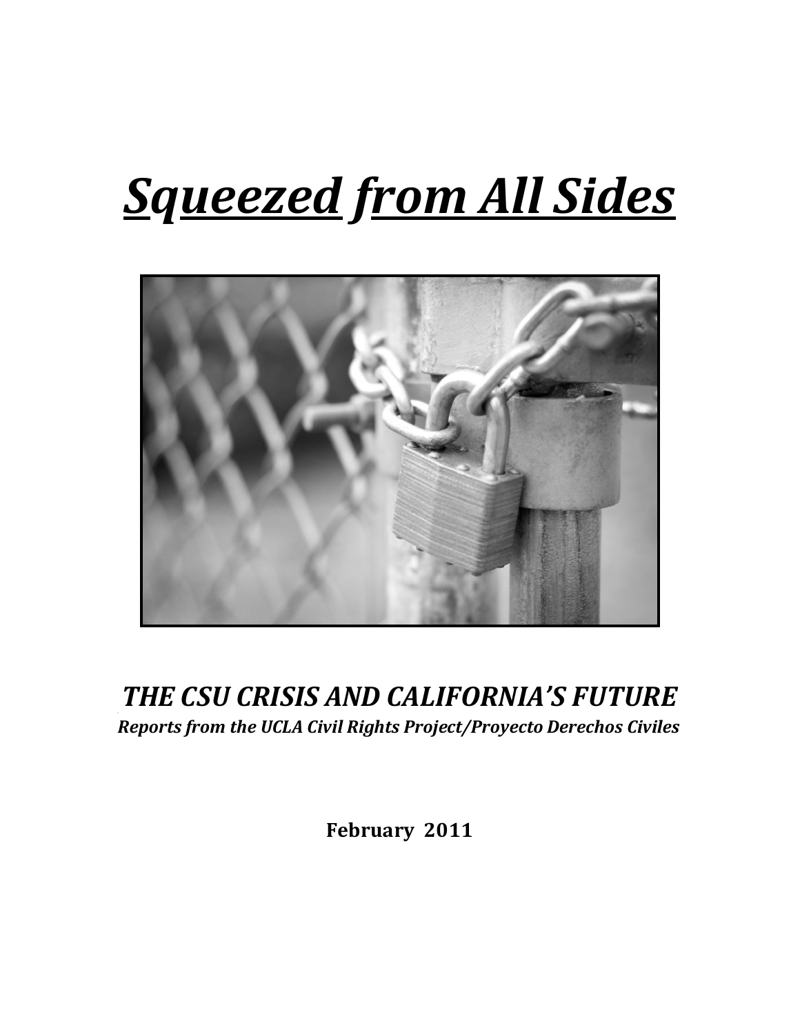# ***Squeezed from All Sides***

## ***THE CSU CRISIS AND CALIFORNIA'S FUTURE***

***Reports from the UCLA Civil Rights Project/Proyecto Derechos Civiles***

**February 2011**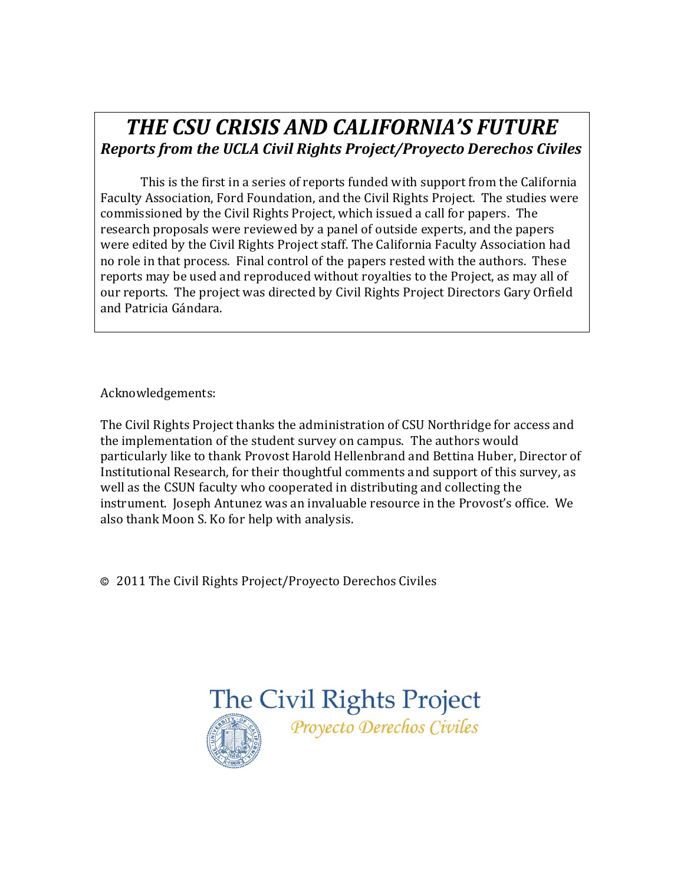# *THE CSU CRISIS AND CALIFORNIA'S FUTURE*

***Reports from the UCLA Civil Rights Project/Proyecto Derechos Civiles***

This is the first in a series of reports funded with support from the California Faculty Association, Ford Foundation, and the Civil Rights Project. The studies were commissioned by the Civil Rights Project, which issued a call for papers. The research proposals were reviewed by a panel of outside experts, and the papers were edited by the Civil Rights Project staff. The California Faculty Association had no role in that process. Final control of the papers rested with the authors. These reports may be used and reproduced without royalties to the Project, as may all of our reports. The project was directed by Civil Rights Project Directors Gary Orfield and Patricia Gándara.

Acknowledgements:

The Civil Rights Project thanks the administration of CSU Northridge for access and the implementation of the student survey on campus. The authors would particularly like to thank Provost Harold Hellenbrand and Bettina Huber, Director of Institutional Research, for their thoughtful comments and support of this survey, as well as the CSUN faculty who cooperated in distributing and collecting the instrument. Joseph Antunez was an invaluable resource in the Provost's office. We also thank Moon S. Ko for help with analysis.

© 2011 The Civil Rights Project/Proyecto Derechos Civiles

The Civil Rights Project

*Proyecto Derechos Civiles*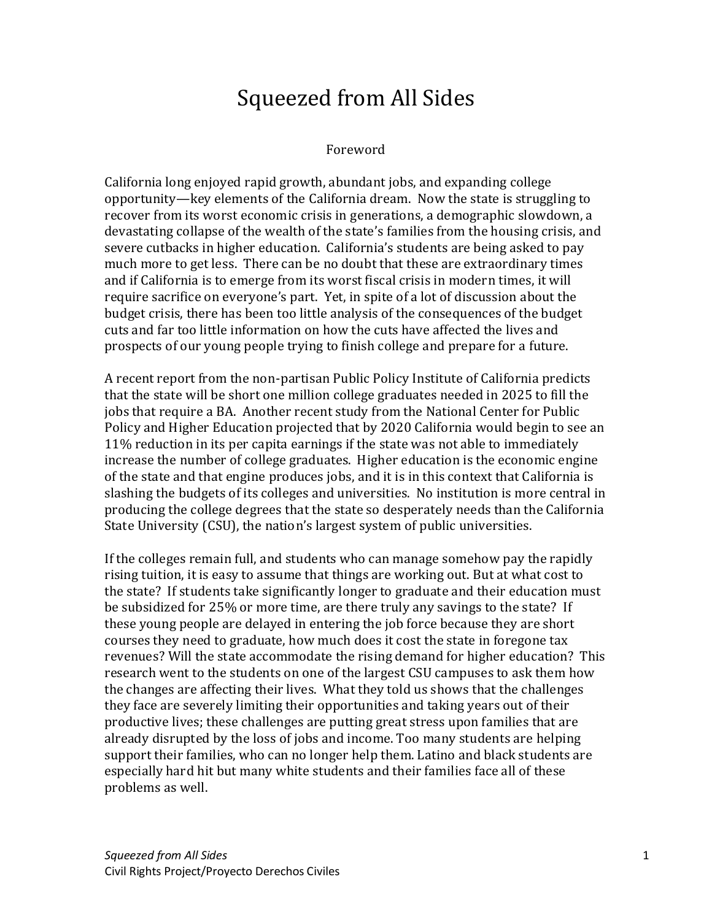# Squeezed from All Sides

## Foreword

California long enjoyed rapid growth, abundant jobs, and expanding college opportunity—key elements of the California dream. Now the state is struggling to recover from its worst economic crisis in generations, a demographic slowdown, a devastating collapse of the wealth of the state's families from the housing crisis, and severe cutbacks in higher education. California's students are being asked to pay much more to get less. There can be no doubt that these are extraordinary times and if California is to emerge from its worst fiscal crisis in modern times, it will require sacrifice on everyone's part. Yet, in spite of a lot of discussion about the budget crisis, there has been too little analysis of the consequences of the budget cuts and far too little information on how the cuts have affected the lives and prospects of our young people trying to finish college and prepare for a future.

A recent report from the non-partisan Public Policy Institute of California predicts that the state will be short one million college graduates needed in 2025 to fill the jobs that require a BA. Another recent study from the National Center for Public Policy and Higher Education projected that by 2020 California would begin to see an 11% reduction in its per capita earnings if the state was not able to immediately increase the number of college graduates. Higher education is the economic engine of the state and that engine produces jobs, and it is in this context that California is slashing the budgets of its colleges and universities. No institution is more central in producing the college degrees that the state so desperately needs than the California State University (CSU), the nation's largest system of public universities.

If the colleges remain full, and students who can manage somehow pay the rapidly rising tuition, it is easy to assume that things are working out. But at what cost to the state? If students take significantly longer to graduate and their education must be subsidized for 25% or more time, are there truly any savings to the state? If these young people are delayed in entering the job force because they are short courses they need to graduate, how much does it cost the state in foregone tax revenues? Will the state accommodate the rising demand for higher education? This research went to the students on one of the largest CSU campuses to ask them how the changes are affecting their lives. What they told us shows that the challenges they face are severely limiting their opportunities and taking years out of their productive lives; these challenges are putting great stress upon families that are already disrupted by the loss of jobs and income. Too many students are helping support their families, who can no longer help them. Latino and black students are especially hard hit but many white students and their families face all of these problems as well.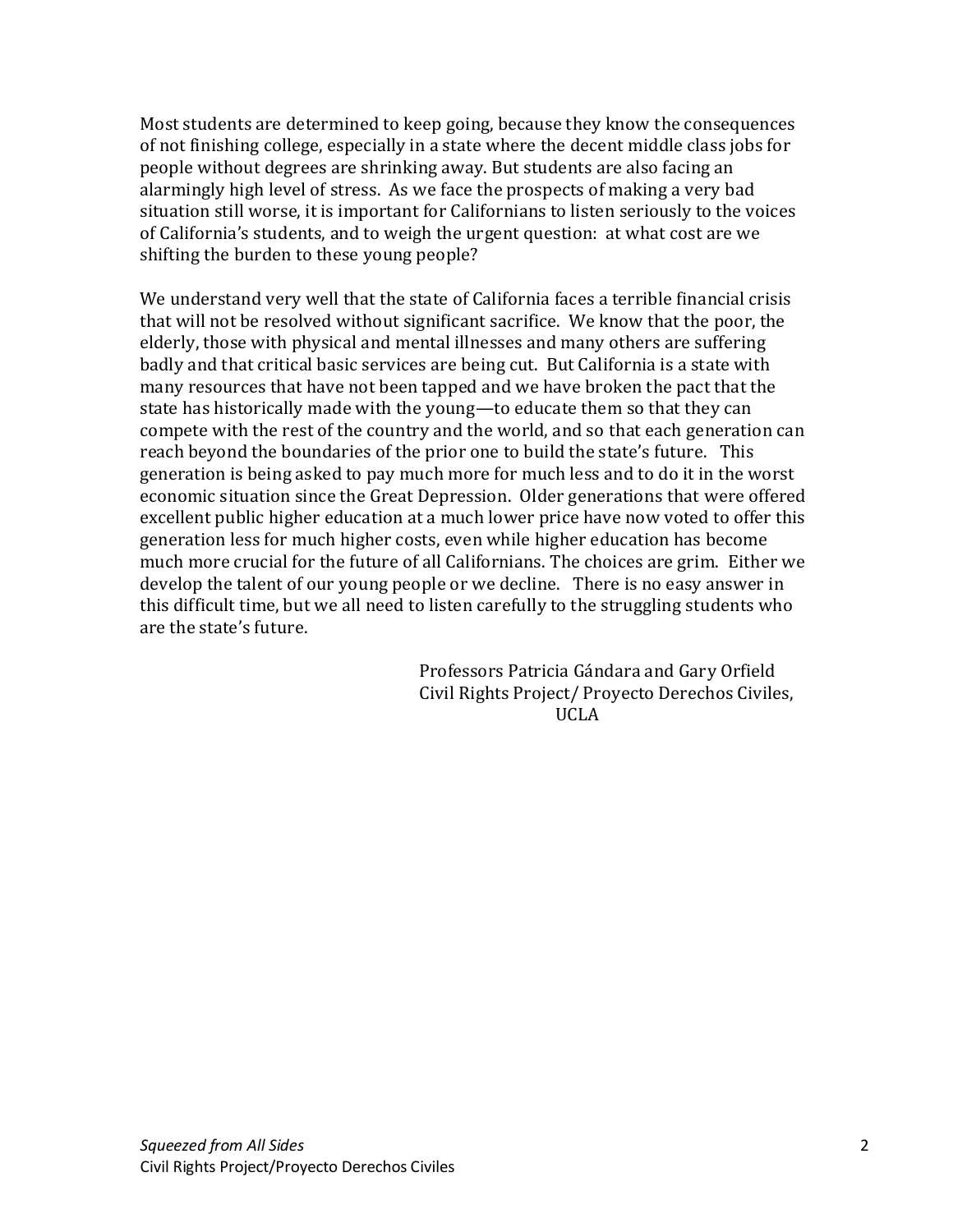Most students are determined to keep going, because they know the consequences of not finishing college, especially in a state where the decent middle class jobs for people without degrees are shrinking away. But students are also facing an alarmingly high level of stress. As we face the prospects of making a very bad situation still worse, it is important for Californians to listen seriously to the voices of California's students, and to weigh the urgent question: at what cost are we shifting the burden to these young people?

We understand very well that the state of California faces a terrible financial crisis that will not be resolved without significant sacrifice. We know that the poor, the elderly, those with physical and mental illnesses and many others are suffering badly and that critical basic services are being cut. But California is a state with many resources that have not been tapped and we have broken the pact that the state has historically made with the young—to educate them so that they can compete with the rest of the country and the world, and so that each generation can reach beyond the boundaries of the prior one to build the state's future. This generation is being asked to pay much more for much less and to do it in the worst economic situation since the Great Depression. Older generations that were offered excellent public higher education at a much lower price have now voted to offer this generation less for much higher costs, even while higher education has become much more crucial for the future of all Californians. The choices are grim. Either we develop the talent of our young people or we decline. There is no easy answer in this difficult time, but we all need to listen carefully to the struggling students who are the state's future.

Professors Patricia Gándara and Gary Orfield
Civil Rights Project/ Proyecto Derechos Civiles, UCLA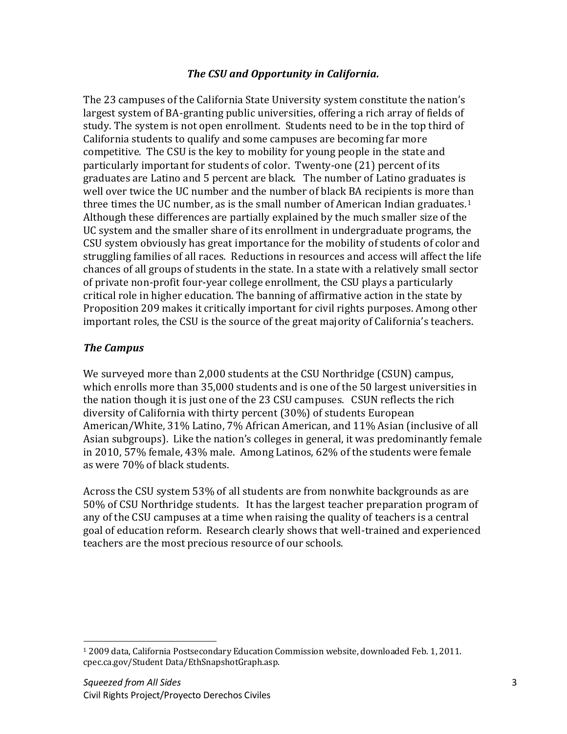### *The CSU and Opportunity in California.*

The 23 campuses of the California State University system constitute the nation's largest system of BA-granting public universities, offering a rich array of fields of study. The system is not open enrollment. Students need to be in the top third of California students to qualify and some campuses are becoming far more competitive. The CSU is the key to mobility for young people in the state and particularly important for students of color. Twenty-one (21) percent of its graduates are Latino and 5 percent are black. The number of Latino graduates is well over twice the UC number and the number of black BA recipients is more than three times the UC number, as is the small number of American Indian graduates.[1] Although these differences are partially explained by the much smaller size of the UC system and the smaller share of its enrollment in undergraduate programs, the CSU system obviously has great importance for the mobility of students of color and struggling families of all races. Reductions in resources and access will affect the life chances of all groups of students in the state. In a state with a relatively small sector of private non-profit four-year college enrollment, the CSU plays a particularly critical role in higher education. The banning of affirmative action in the state by Proposition 209 makes it critically important for civil rights purposes. Among other important roles, the CSU is the source of the great majority of California's teachers.

### *The Campus*

We surveyed more than 2,000 students at the CSU Northridge (CSUN) campus, which enrolls more than 35,000 students and is one of the 50 largest universities in the nation though it is just one of the 23 CSU campuses. CSUN reflects the rich diversity of California with thirty percent (30%) of students European American/White, 31% Latino, 7% African American, and 11% Asian (inclusive of all Asian subgroups). Like the nation's colleges in general, it was predominantly female in 2010, 57% female, 43% male. Among Latinos, 62% of the students were female as were 70% of black students.

Across the CSU system 53% of all students are from nonwhite backgrounds as are 50% of CSU Northridge students. It has the largest teacher preparation program of any of the CSU campuses at a time when raising the quality of teachers is a central goal of education reform. Research clearly shows that well-trained and experienced teachers are the most precious resource of our schools.

---

[1] 2009 data, California Postsecondary Education Commission website, downloaded Feb. 1, 2011. cpec.ca.gov/Student Data/EthSnapshotGraph.asp.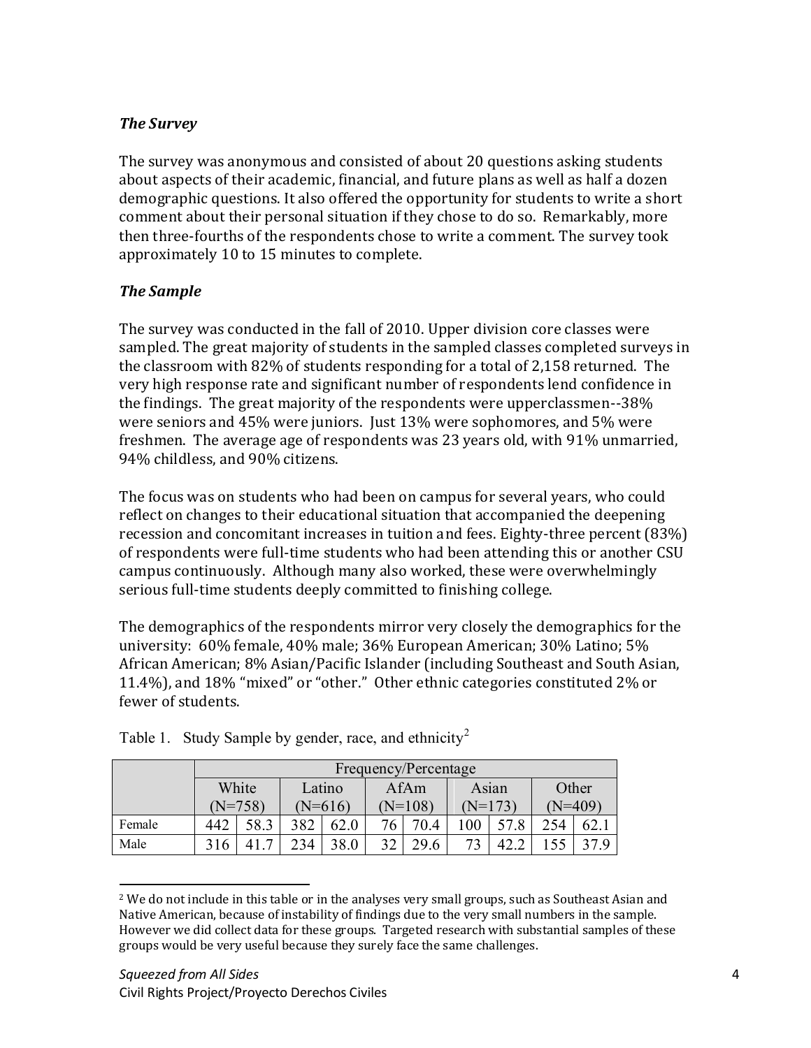### *The Survey*

The survey was anonymous and consisted of about 20 questions asking students about aspects of their academic, financial, and future plans as well as half a dozen demographic questions. It also offered the opportunity for students to write a short comment about their personal situation if they chose to do so. Remarkably, more then three-fourths of the respondents chose to write a comment. The survey took approximately 10 to 15 minutes to complete.

### *The Sample*

The survey was conducted in the fall of 2010. Upper division core classes were sampled. The great majority of students in the sampled classes completed surveys in the classroom with 82% of students responding for a total of 2,158 returned. The very high response rate and significant number of respondents lend confidence in the findings. The great majority of the respondents were upperclassmen--38% were seniors and 45% were juniors. Just 13% were sophomores, and 5% were freshmen. The average age of respondents was 23 years old, with 91% unmarried, 94% childless, and 90% citizens.

The focus was on students who had been on campus for several years, who could reflect on changes to their educational situation that accompanied the deepening recession and concomitant increases in tuition and fees. Eighty-three percent (83%) of respondents were full-time students who had been attending this or another CSU campus continuously. Although many also worked, these were overwhelmingly serious full-time students deeply committed to finishing college.

The demographics of the respondents mirror very closely the demographics for the university: 60% female, 40% male; 36% European American; 30% Latino; 5% African American; 8% Asian/Pacific Islander (including Southeast and South Asian, 11.4%), and 18% "mixed" or "other." Other ethnic categories constituted 2% or fewer of students.

Table 1. Study Sample by gender, race, and ethnicity[2]

| | Frequency/Percentage | | | | | | | | | |
|---|---|---|---|---|---|---|---|---|---|---|
| | White (N=758) | | Latino (N=616) | | AfAm (N=108) | | Asian (N=173) | | Other (N=409) | |
| Female | 442 | 58.3 | 382 | 62.0 | 76 | 70.4 | 100 | 57.8 | 254 | 62.1 |
| Male | 316 | 41.7 | 234 | 38.0 | 32 | 29.6 | 73 | 42.2 | 155 | 37.9 |

[2] We do not include in this table or in the analyses very small groups, such as Southeast Asian and Native American, because of instability of findings due to the very small numbers in the sample. However we did collect data for these groups. Targeted research with substantial samples of these groups would be very useful because they surely face the same challenges.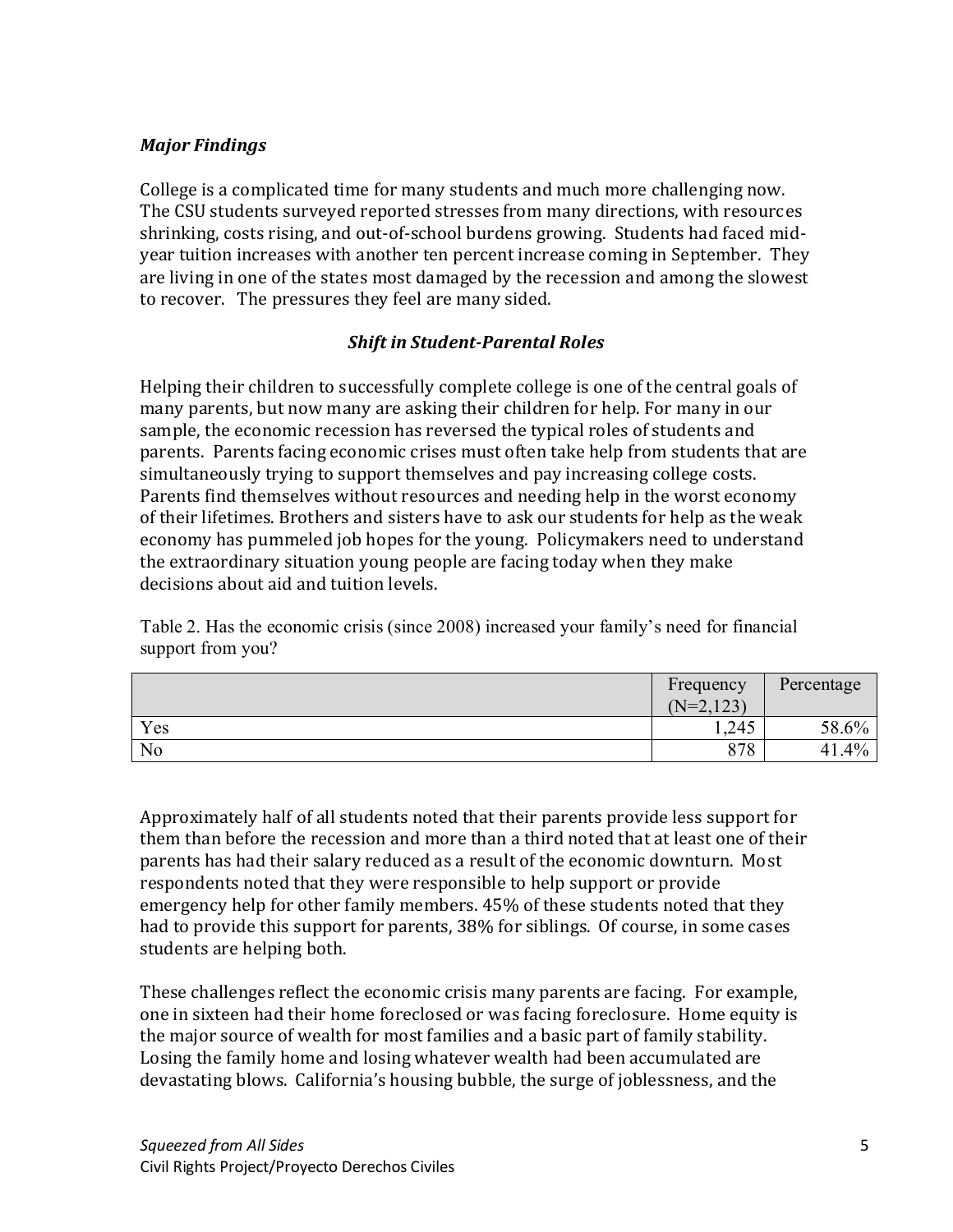### *Major Findings*

College is a complicated time for many students and much more challenging now. The CSU students surveyed reported stresses from many directions, with resources shrinking, costs rising, and out-of-school burdens growing. Students had faced mid-year tuition increases with another ten percent increase coming in September. They are living in one of the states most damaged by the recession and among the slowest to recover. The pressures they feel are many sided.

### *Shift in Student-Parental Roles*

Helping their children to successfully complete college is one of the central goals of many parents, but now many are asking their children for help. For many in our sample, the economic recession has reversed the typical roles of students and parents. Parents facing economic crises must often take help from students that are simultaneously trying to support themselves and pay increasing college costs. Parents find themselves without resources and needing help in the worst economy of their lifetimes. Brothers and sisters have to ask our students for help as the weak economy has pummeled job hopes for the young. Policymakers need to understand the extraordinary situation young people are facing today when they make decisions about aid and tuition levels.

Table 2. Has the economic crisis (since 2008) increased your family's need for financial support from you?

| | Frequency (N=2,123) | Percentage |
|---|---|---|
| Yes | 1,245 | 58.6% |
| No | 878 | 41.4% |

Approximately half of all students noted that their parents provide less support for them than before the recession and more than a third noted that at least one of their parents has had their salary reduced as a result of the economic downturn. Most respondents noted that they were responsible to help support or provide emergency help for other family members. 45% of these students noted that they had to provide this support for parents, 38% for siblings. Of course, in some cases students are helping both.

These challenges reflect the economic crisis many parents are facing. For example, one in sixteen had their home foreclosed or was facing foreclosure. Home equity is the major source of wealth for most families and a basic part of family stability. Losing the family home and losing whatever wealth had been accumulated are devastating blows. California's housing bubble, the surge of joblessness, and the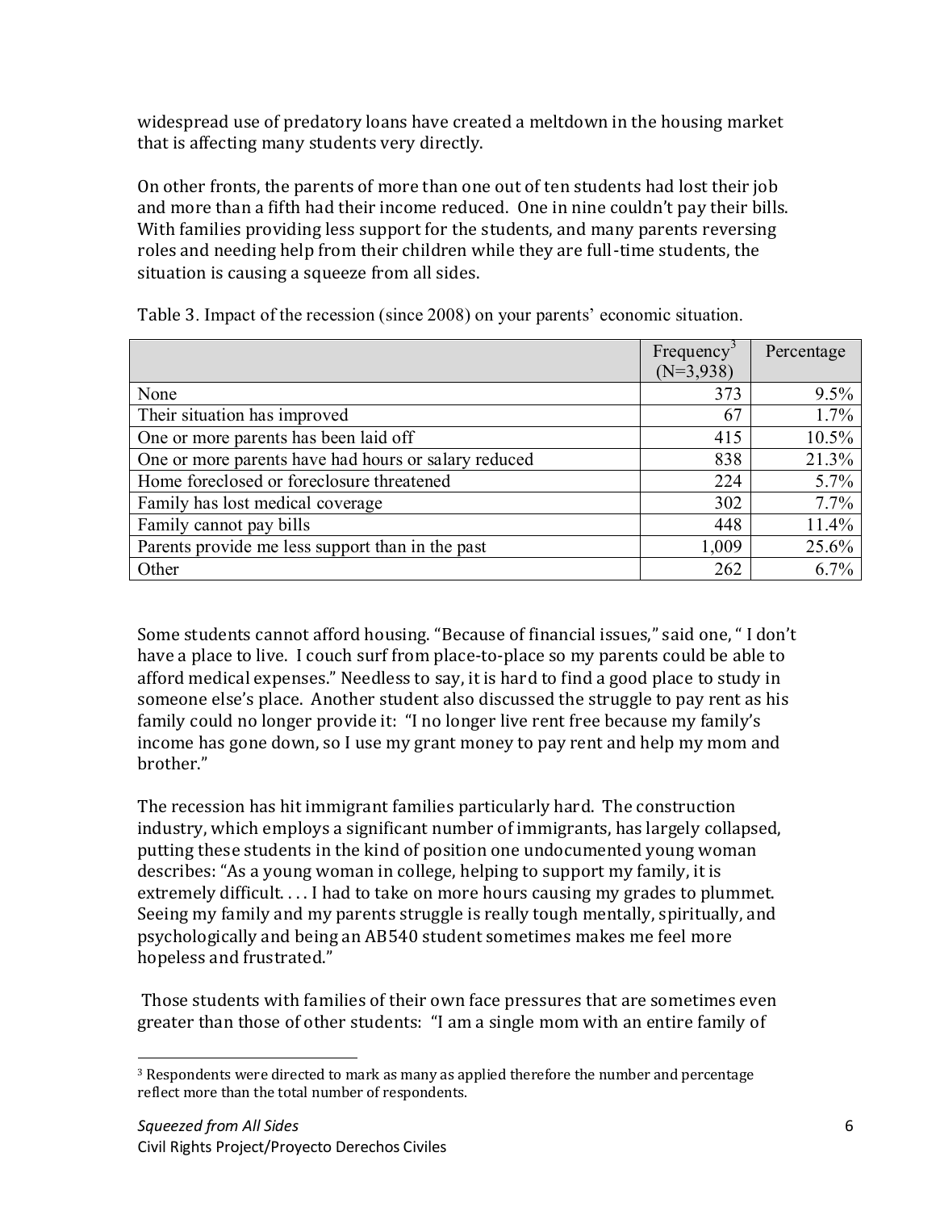widespread use of predatory loans have created a meltdown in the housing market that is affecting many students very directly.

On other fronts, the parents of more than one out of ten students had lost their job and more than a fifth had their income reduced. One in nine couldn't pay their bills. With families providing less support for the students, and many parents reversing roles and needing help from their children while they are full-time students, the situation is causing a squeeze from all sides.

Table 3. Impact of the recession (since 2008) on your parents' economic situation.

| | Frequency[3] (N=3,938) | Percentage |
|---|---|---|
| None | 373 | 9.5% |
| Their situation has improved | 67 | 1.7% |
| One or more parents has been laid off | 415 | 10.5% |
| One or more parents have had hours or salary reduced | 838 | 21.3% |
| Home foreclosed or foreclosure threatened | 224 | 5.7% |
| Family has lost medical coverage | 302 | 7.7% |
| Family cannot pay bills | 448 | 11.4% |
| Parents provide me less support than in the past | 1,009 | 25.6% |
| Other | 262 | 6.7% |

Some students cannot afford housing. "Because of financial issues," said one, " I don't have a place to live. I couch surf from place-to-place so my parents could be able to afford medical expenses." Needless to say, it is hard to find a good place to study in someone else's place. Another student also discussed the struggle to pay rent as his family could no longer provide it: "I no longer live rent free because my family's income has gone down, so I use my grant money to pay rent and help my mom and brother."

The recession has hit immigrant families particularly hard. The construction industry, which employs a significant number of immigrants, has largely collapsed, putting these students in the kind of position one undocumented young woman describes: "As a young woman in college, helping to support my family, it is extremely difficult. . . . I had to take on more hours causing my grades to plummet. Seeing my family and my parents struggle is really tough mentally, spiritually, and psychologically and being an AB540 student sometimes makes me feel more hopeless and frustrated."

Those students with families of their own face pressures that are sometimes even greater than those of other students: "I am a single mom with an entire family of

[3] Respondents were directed to mark as many as applied therefore the number and percentage reflect more than the total number of respondents.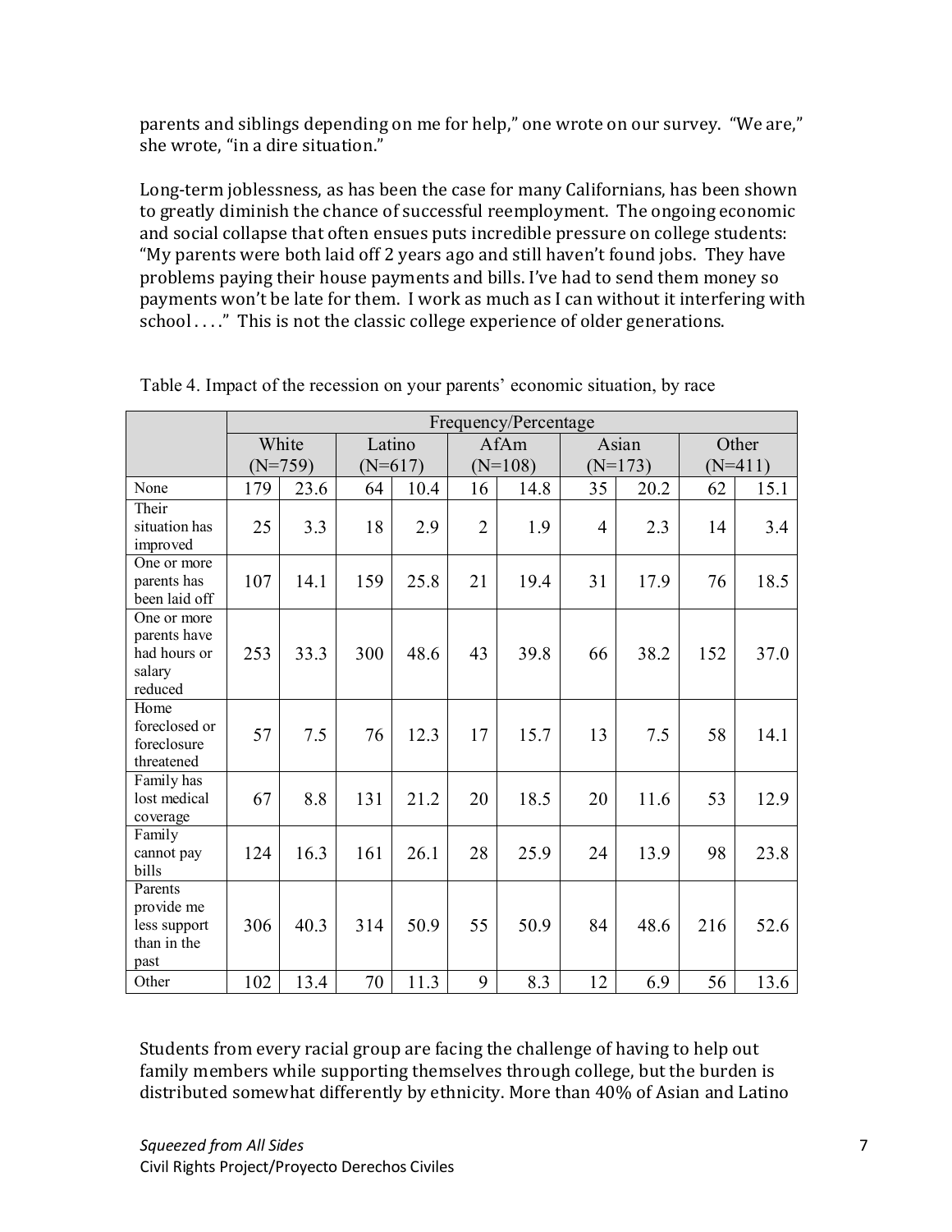parents and siblings depending on me for help," one wrote on our survey. "We are," she wrote, "in a dire situation."

Long-term joblessness, as has been the case for many Californians, has been shown to greatly diminish the chance of successful reemployment. The ongoing economic and social collapse that often ensues puts incredible pressure on college students: "My parents were both laid off 2 years ago and still haven't found jobs. They have problems paying their house payments and bills. I've had to send them money so payments won't be late for them. I work as much as I can without it interfering with school . . . ." This is not the classic college experience of older generations.

Table 4. Impact of the recession on your parents' economic situation, by race

| | Frequency/Percentage | | | | | | | | | |
|---|---|---|---|---|---|---|---|---|---|---|
| | White (N=759) | | Latino (N=617) | | AfAm (N=108) | | Asian (N=173) | | Other (N=411) | |
| None | 179 | 23.6 | 64 | 10.4 | 16 | 14.8 | 35 | 20.2 | 62 | 15.1 |
| Their situation has improved | 25 | 3.3 | 18 | 2.9 | 2 | 1.9 | 4 | 2.3 | 14 | 3.4 |
| One or more parents has been laid off | 107 | 14.1 | 159 | 25.8 | 21 | 19.4 | 31 | 17.9 | 76 | 18.5 |
| One or more parents have had hours or salary reduced | 253 | 33.3 | 300 | 48.6 | 43 | 39.8 | 66 | 38.2 | 152 | 37.0 |
| Home foreclosed or foreclosure threatened | 57 | 7.5 | 76 | 12.3 | 17 | 15.7 | 13 | 7.5 | 58 | 14.1 |
| Family has lost medical coverage | 67 | 8.8 | 131 | 21.2 | 20 | 18.5 | 20 | 11.6 | 53 | 12.9 |
| Family cannot pay bills | 124 | 16.3 | 161 | 26.1 | 28 | 25.9 | 24 | 13.9 | 98 | 23.8 |
| Parents provide me less support than in the past | 306 | 40.3 | 314 | 50.9 | 55 | 50.9 | 84 | 48.6 | 216 | 52.6 |
| Other | 102 | 13.4 | 70 | 11.3 | 9 | 8.3 | 12 | 6.9 | 56 | 13.6 |

Students from every racial group are facing the challenge of having to help out family members while supporting themselves through college, but the burden is distributed somewhat differently by ethnicity. More than 40% of Asian and Latino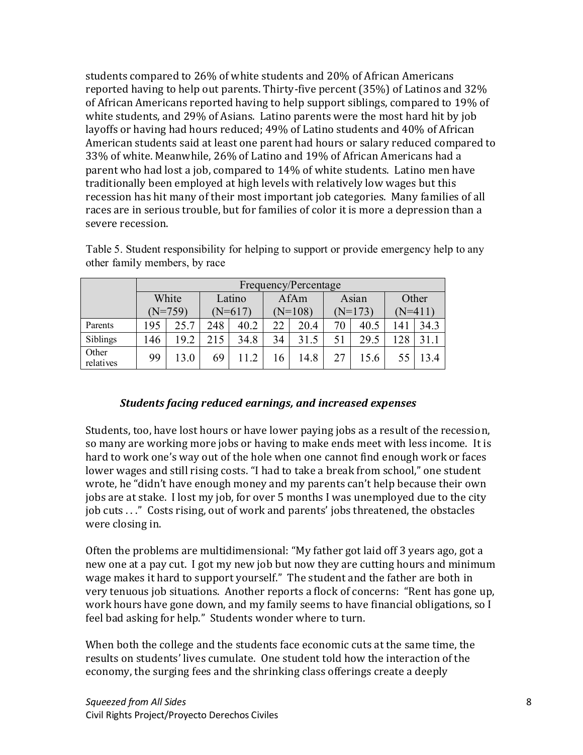students compared to 26% of white students and 20% of African Americans reported having to help out parents. Thirty-five percent (35%) of Latinos and 32% of African Americans reported having to help support siblings, compared to 19% of white students, and 29% of Asians. Latino parents were the most hard hit by job layoffs or having had hours reduced; 49% of Latino students and 40% of African American students said at least one parent had hours or salary reduced compared to 33% of white. Meanwhile, 26% of Latino and 19% of African Americans had a parent who had lost a job, compared to 14% of white students. Latino men have traditionally been employed at high levels with relatively low wages but this recession has hit many of their most important job categories. Many families of all races are in serious trouble, but for families of color it is more a depression than a severe recession.

Table 5. Student responsibility for helping to support or provide emergency help to any other family members, by race

| | Frequency/Percentage | | | | | | | | | |
|---|---|---|---|---|---|---|---|---|---|---|
| | White (N=759) | | Latino (N=617) | | AfAm (N=108) | | Asian (N=173) | | Other (N=411) | |
| Parents | 195 | 25.7 | 248 | 40.2 | 22 | 20.4 | 70 | 40.5 | 141 | 34.3 |
| Siblings | 146 | 19.2 | 215 | 34.8 | 34 | 31.5 | 51 | 29.5 | 128 | 31.1 |
| Other relatives | 99 | 13.0 | 69 | 11.2 | 16 | 14.8 | 27 | 15.6 | 55 | 13.4 |

### *Students facing reduced earnings, and increased expenses*

Students, too, have lost hours or have lower paying jobs as a result of the recession, so many are working more jobs or having to make ends meet with less income. It is hard to work one's way out of the hole when one cannot find enough work or faces lower wages and still rising costs. "I had to take a break from school," one student wrote, he "didn't have enough money and my parents can't help because their own jobs are at stake. I lost my job, for over 5 months I was unemployed due to the city job cuts . . ." Costs rising, out of work and parents' jobs threatened, the obstacles were closing in.

Often the problems are multidimensional: "My father got laid off 3 years ago, got a new one at a pay cut. I got my new job but now they are cutting hours and minimum wage makes it hard to support yourself." The student and the father are both in very tenuous job situations. Another reports a flock of concerns: "Rent has gone up, work hours have gone down, and my family seems to have financial obligations, so I feel bad asking for help." Students wonder where to turn.

When both the college and the students face economic cuts at the same time, the results on students' lives cumulate. One student told how the interaction of the economy, the surging fees and the shrinking class offerings create a deeply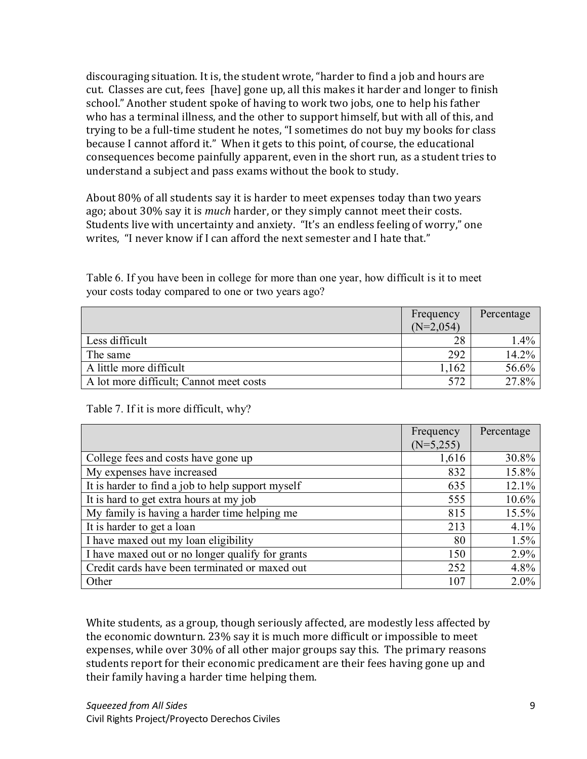discouraging situation. It is, the student wrote, "harder to find a job and hours are cut. Classes are cut, fees [have] gone up, all this makes it harder and longer to finish school." Another student spoke of having to work two jobs, one to help his father who has a terminal illness, and the other to support himself, but with all of this, and trying to be a full-time student he notes, "I sometimes do not buy my books for class because I cannot afford it." When it gets to this point, of course, the educational consequences become painfully apparent, even in the short run, as a student tries to understand a subject and pass exams without the book to study.

About 80% of all students say it is harder to meet expenses today than two years ago; about 30% say it is *much* harder, or they simply cannot meet their costs. Students live with uncertainty and anxiety. "It's an endless feeling of worry," one writes, "I never know if I can afford the next semester and I hate that."

Table 6. If you have been in college for more than one year, how difficult is it to meet your costs today compared to one or two years ago?

| | Frequency (N=2,054) | Percentage |
|---|---|---|
| Less difficult | 28 | 1.4% |
| The same | 292 | 14.2% |
| A little more difficult | 1,162 | 56.6% |
| A lot more difficult; Cannot meet costs | 572 | 27.8% |

Table 7. If it is more difficult, why?

| | Frequency (N=5,255) | Percentage |
|---|---|---|
| College fees and costs have gone up | 1,616 | 30.8% |
| My expenses have increased | 832 | 15.8% |
| It is harder to find a job to help support myself | 635 | 12.1% |
| It is hard to get extra hours at my job | 555 | 10.6% |
| My family is having a harder time helping me | 815 | 15.5% |
| It is harder to get a loan | 213 | 4.1% |
| I have maxed out my loan eligibility | 80 | 1.5% |
| I have maxed out or no longer qualify for grants | 150 | 2.9% |
| Credit cards have been terminated or maxed out | 252 | 4.8% |
| Other | 107 | 2.0% |

White students, as a group, though seriously affected, are modestly less affected by the economic downturn. 23% say it is much more difficult or impossible to meet expenses, while over 30% of all other major groups say this. The primary reasons students report for their economic predicament are their fees having gone up and their family having a harder time helping them.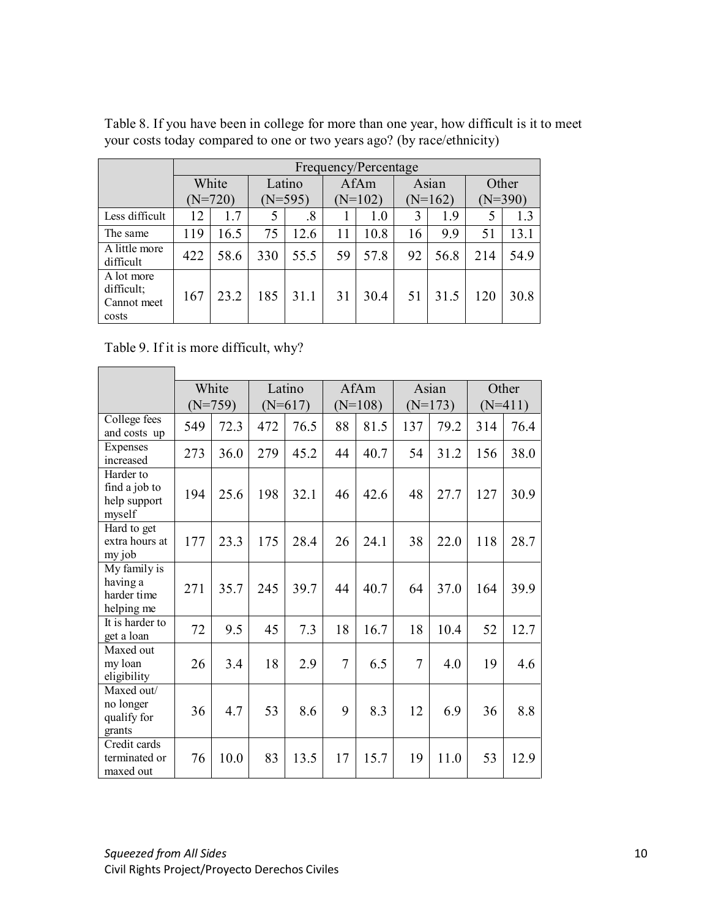Table 8. If you have been in college for more than one year, how difficult is it to meet your costs today compared to one or two years ago? (by race/ethnicity)

| | Frequency/Percentage | | | | | | | | | |
|---|---|---|---|---|---|---|---|---|---|---|
| | White (N=720) | | Latino (N=595) | | AfAm (N=102) | | Asian (N=162) | | Other (N=390) | |
| Less difficult | 12 | 1.7 | 5 | .8 | 1 | 1.0 | 3 | 1.9 | 5 | 1.3 |
| The same | 119 | 16.5 | 75 | 12.6 | 11 | 10.8 | 16 | 9.9 | 51 | 13.1 |
| A little more difficult | 422 | 58.6 | 330 | 55.5 | 59 | 57.8 | 92 | 56.8 | 214 | 54.9 |
| A lot more difficult; Cannot meet costs | 167 | 23.2 | 185 | 31.1 | 31 | 30.4 | 51 | 31.5 | 120 | 30.8 |

Table 9. If it is more difficult, why?

| | White (N=759) | | Latino (N=617) | | AfAm (N=108) | | Asian (N=173) | | Other (N=411) | |
|---|---|---|---|---|---|---|---|---|---|---|
| College fees and costs up | 549 | 72.3 | 472 | 76.5 | 88 | 81.5 | 137 | 79.2 | 314 | 76.4 |
| Expenses increased | 273 | 36.0 | 279 | 45.2 | 44 | 40.7 | 54 | 31.2 | 156 | 38.0 |
| Harder to find a job to help support myself | 194 | 25.6 | 198 | 32.1 | 46 | 42.6 | 48 | 27.7 | 127 | 30.9 |
| Hard to get extra hours at my job | 177 | 23.3 | 175 | 28.4 | 26 | 24.1 | 38 | 22.0 | 118 | 28.7 |
| My family is having a harder time helping me | 271 | 35.7 | 245 | 39.7 | 44 | 40.7 | 64 | 37.0 | 164 | 39.9 |
| It is harder to get a loan | 72 | 9.5 | 45 | 7.3 | 18 | 16.7 | 18 | 10.4 | 52 | 12.7 |
| Maxed out my loan eligibility | 26 | 3.4 | 18 | 2.9 | 7 | 6.5 | 7 | 4.0 | 19 | 4.6 |
| Maxed out/ no longer qualify for grants | 36 | 4.7 | 53 | 8.6 | 9 | 8.3 | 12 | 6.9 | 36 | 8.8 |
| Credit cards terminated or maxed out | 76 | 10.0 | 83 | 13.5 | 17 | 15.7 | 19 | 11.0 | 53 | 12.9 |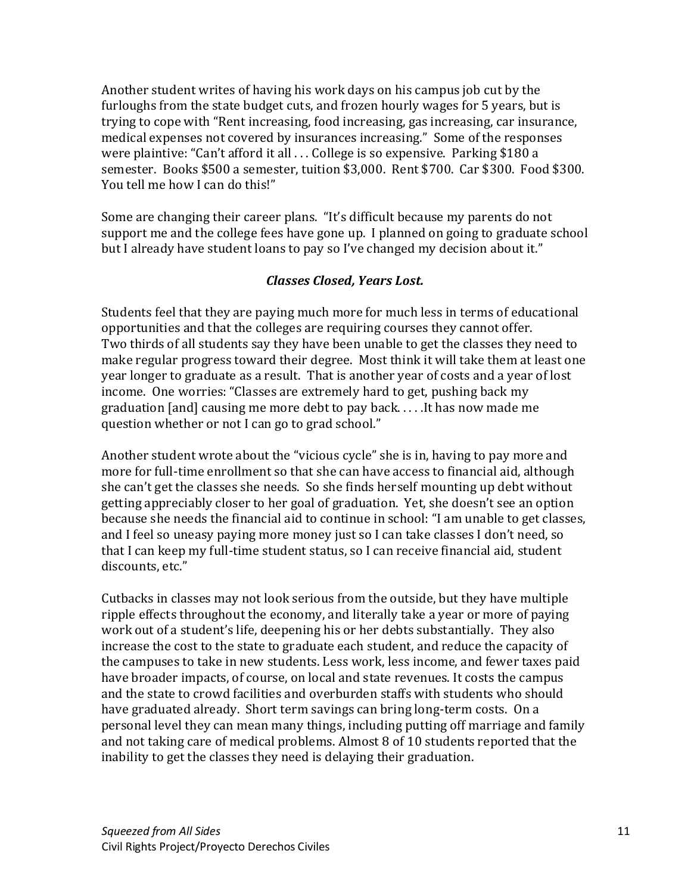Another student writes of having his work days on his campus job cut by the furloughs from the state budget cuts, and frozen hourly wages for 5 years, but is trying to cope with "Rent increasing, food increasing, gas increasing, car insurance, medical expenses not covered by insurances increasing." Some of the responses were plaintive: "Can't afford it all . . . College is so expensive. Parking $180 a semester. Books $500 a semester, tuition $3,000. Rent $700. Car $300. Food $300. You tell me how I can do this!"

Some are changing their career plans. "It's difficult because my parents do not support me and the college fees have gone up. I planned on going to graduate school but I already have student loans to pay so I've changed my decision about it."

### *Classes Closed, Years Lost.*

Students feel that they are paying much more for much less in terms of educational opportunities and that the colleges are requiring courses they cannot offer. Two thirds of all students say they have been unable to get the classes they need to make regular progress toward their degree. Most think it will take them at least one year longer to graduate as a result. That is another year of costs and a year of lost income. One worries: "Classes are extremely hard to get, pushing back my graduation [and] causing me more debt to pay back. . . . .It has now made me question whether or not I can go to grad school."

Another student wrote about the "vicious cycle" she is in, having to pay more and more for full-time enrollment so that she can have access to financial aid, although she can't get the classes she needs. So she finds herself mounting up debt without getting appreciably closer to her goal of graduation. Yet, she doesn't see an option because she needs the financial aid to continue in school: "I am unable to get classes, and I feel so uneasy paying more money just so I can take classes I don't need, so that I can keep my full-time student status, so I can receive financial aid, student discounts, etc."

Cutbacks in classes may not look serious from the outside, but they have multiple ripple effects throughout the economy, and literally take a year or more of paying work out of a student's life, deepening his or her debts substantially. They also increase the cost to the state to graduate each student, and reduce the capacity of the campuses to take in new students. Less work, less income, and fewer taxes paid have broader impacts, of course, on local and state revenues. It costs the campus and the state to crowd facilities and overburden staffs with students who should have graduated already. Short term savings can bring long-term costs. On a personal level they can mean many things, including putting off marriage and family and not taking care of medical problems. Almost 8 of 10 students reported that the inability to get the classes they need is delaying their graduation.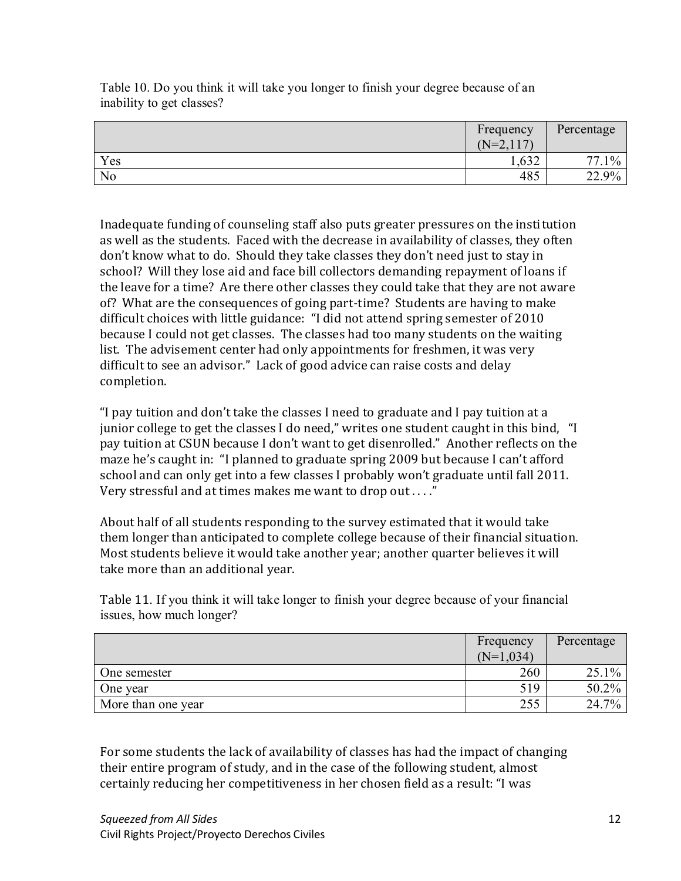Table 10. Do you think it will take you longer to finish your degree because of an inability to get classes?

| | Frequency (N=2,117) | Percentage |
|---|---|---|
| Yes | 1,632 | 77.1% |
| No | 485 | 22.9% |

Inadequate funding of counseling staff also puts greater pressures on the institution as well as the students. Faced with the decrease in availability of classes, they often don't know what to do. Should they take classes they don't need just to stay in school? Will they lose aid and face bill collectors demanding repayment of loans if the leave for a time? Are there other classes they could take that they are not aware of? What are the consequences of going part-time? Students are having to make difficult choices with little guidance: "I did not attend spring semester of 2010 because I could not get classes. The classes had too many students on the waiting list. The advisement center had only appointments for freshmen, it was very difficult to see an advisor." Lack of good advice can raise costs and delay completion.

"I pay tuition and don't take the classes I need to graduate and I pay tuition at a junior college to get the classes I do need," writes one student caught in this bind, "I pay tuition at CSUN because I don't want to get disenrolled." Another reflects on the maze he's caught in: "I planned to graduate spring 2009 but because I can't afford school and can only get into a few classes I probably won't graduate until fall 2011. Very stressful and at times makes me want to drop out . . . ."

About half of all students responding to the survey estimated that it would take them longer than anticipated to complete college because of their financial situation. Most students believe it would take another year; another quarter believes it will take more than an additional year.

Table 11. If you think it will take longer to finish your degree because of your financial issues, how much longer?

| | Frequency (N=1,034) | Percentage |
|---|---|---|
| One semester | 260 | 25.1% |
| One year | 519 | 50.2% |
| More than one year | 255 | 24.7% |

For some students the lack of availability of classes has had the impact of changing their entire program of study, and in the case of the following student, almost certainly reducing her competitiveness in her chosen field as a result: "I was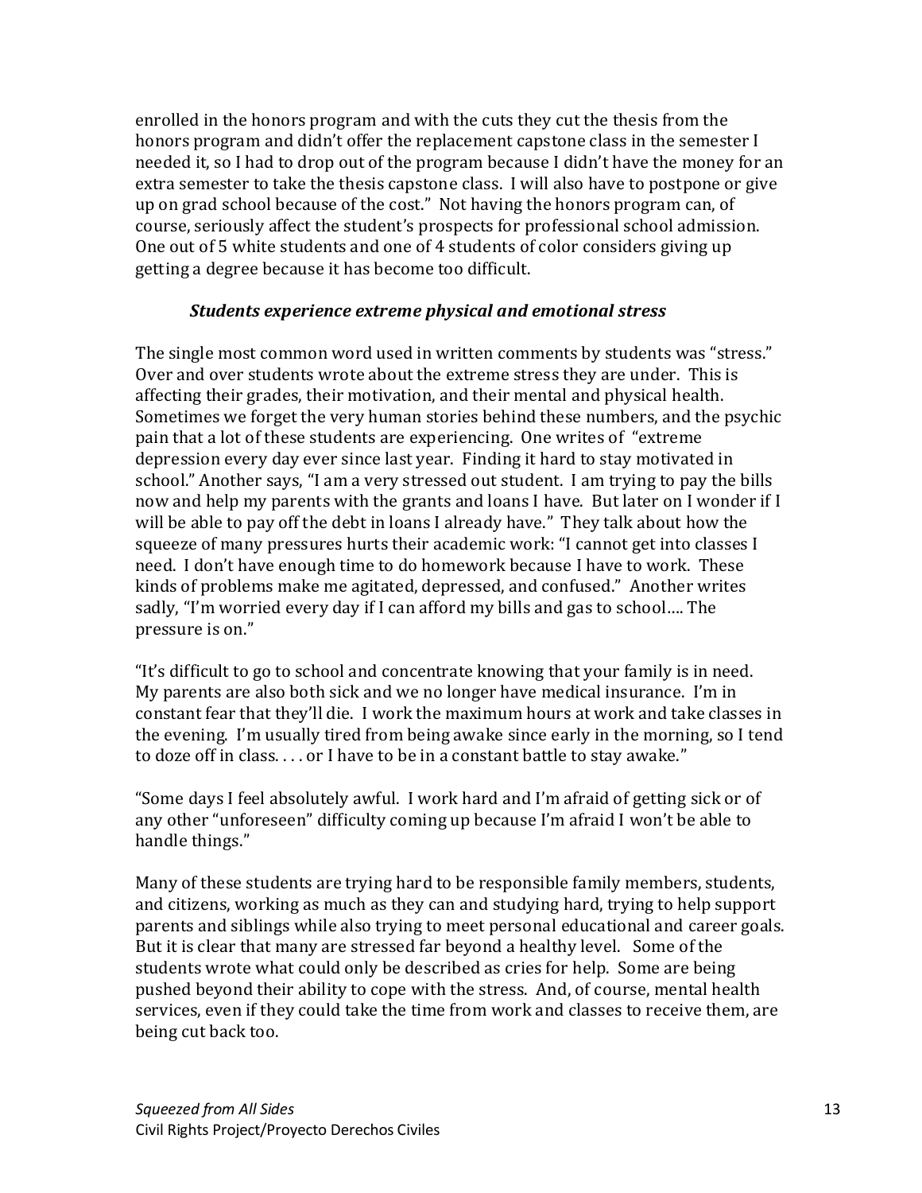enrolled in the honors program and with the cuts they cut the thesis from the honors program and didn't offer the replacement capstone class in the semester I needed it, so I had to drop out of the program because I didn't have the money for an extra semester to take the thesis capstone class. I will also have to postpone or give up on grad school because of the cost." Not having the honors program can, of course, seriously affect the student's prospects for professional school admission. One out of 5 white students and one of 4 students of color considers giving up getting a degree because it has become too difficult.

### *Students experience extreme physical and emotional stress*

The single most common word used in written comments by students was "stress." Over and over students wrote about the extreme stress they are under. This is affecting their grades, their motivation, and their mental and physical health. Sometimes we forget the very human stories behind these numbers, and the psychic pain that a lot of these students are experiencing. One writes of "extreme depression every day ever since last year. Finding it hard to stay motivated in school." Another says, "I am a very stressed out student. I am trying to pay the bills now and help my parents with the grants and loans I have. But later on I wonder if I will be able to pay off the debt in loans I already have." They talk about how the squeeze of many pressures hurts their academic work: "I cannot get into classes I need. I don't have enough time to do homework because I have to work. These kinds of problems make me agitated, depressed, and confused." Another writes sadly, "I'm worried every day if I can afford my bills and gas to school…. The pressure is on."

"It's difficult to go to school and concentrate knowing that your family is in need. My parents are also both sick and we no longer have medical insurance. I'm in constant fear that they'll die. I work the maximum hours at work and take classes in the evening. I'm usually tired from being awake since early in the morning, so I tend to doze off in class. . . . or I have to be in a constant battle to stay awake."

"Some days I feel absolutely awful. I work hard and I'm afraid of getting sick or of any other "unforeseen" difficulty coming up because I'm afraid I won't be able to handle things."

Many of these students are trying hard to be responsible family members, students, and citizens, working as much as they can and studying hard, trying to help support parents and siblings while also trying to meet personal educational and career goals. But it is clear that many are stressed far beyond a healthy level. Some of the students wrote what could only be described as cries for help. Some are being pushed beyond their ability to cope with the stress. And, of course, mental health services, even if they could take the time from work and classes to receive them, are being cut back too.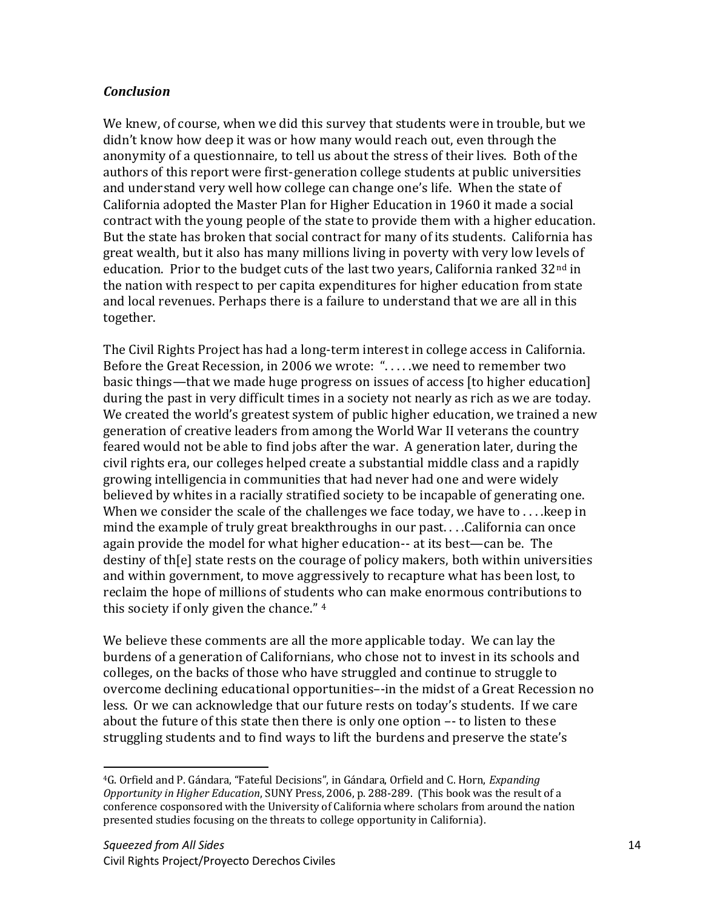### *Conclusion*

We knew, of course, when we did this survey that students were in trouble, but we didn't know how deep it was or how many would reach out, even through the anonymity of a questionnaire, to tell us about the stress of their lives. Both of the authors of this report were first-generation college students at public universities and understand very well how college can change one's life. When the state of California adopted the Master Plan for Higher Education in 1960 it made a social contract with the young people of the state to provide them with a higher education. But the state has broken that social contract for many of its students. California has great wealth, but it also has many millions living in poverty with very low levels of education. Prior to the budget cuts of the last two years, California ranked 32nd in the nation with respect to per capita expenditures for higher education from state and local revenues. Perhaps there is a failure to understand that we are all in this together.

The Civil Rights Project has had a long-term interest in college access in California. Before the Great Recession, in 2006 we wrote: ". . . . .we need to remember two basic things—that we made huge progress on issues of access [to higher education] during the past in very difficult times in a society not nearly as rich as we are today. We created the world's greatest system of public higher education, we trained a new generation of creative leaders from among the World War II veterans the country feared would not be able to find jobs after the war. A generation later, during the civil rights era, our colleges helped create a substantial middle class and a rapidly growing intelligencia in communities that had never had one and were widely believed by whites in a racially stratified society to be incapable of generating one. When we consider the scale of the challenges we face today, we have to . . . .keep in mind the example of truly great breakthroughs in our past. . . .California can once again provide the model for what higher education-- at its best—can be. The destiny of th[e] state rests on the courage of policy makers, both within universities and within government, to move aggressively to recapture what has been lost, to reclaim the hope of millions of students who can make enormous contributions to this society if only given the chance." [4]

We believe these comments are all the more applicable today. We can lay the burdens of a generation of Californians, who chose not to invest in its schools and colleges, on the backs of those who have struggled and continue to struggle to overcome declining educational opportunities–-in the midst of a Great Recession no less. Or we can acknowledge that our future rests on today's students. If we care about the future of this state then there is only one option –- to listen to these struggling students and to find ways to lift the burdens and preserve the state's

---

[4] G. Orfield and P. Gándara, "Fateful Decisions", in Gándara, Orfield and C. Horn, *Expanding Opportunity in Higher Education*, SUNY Press, 2006, p. 288-289. (This book was the result of a conference cosponsored with the University of California where scholars from around the nation presented studies focusing on the threats to college opportunity in California).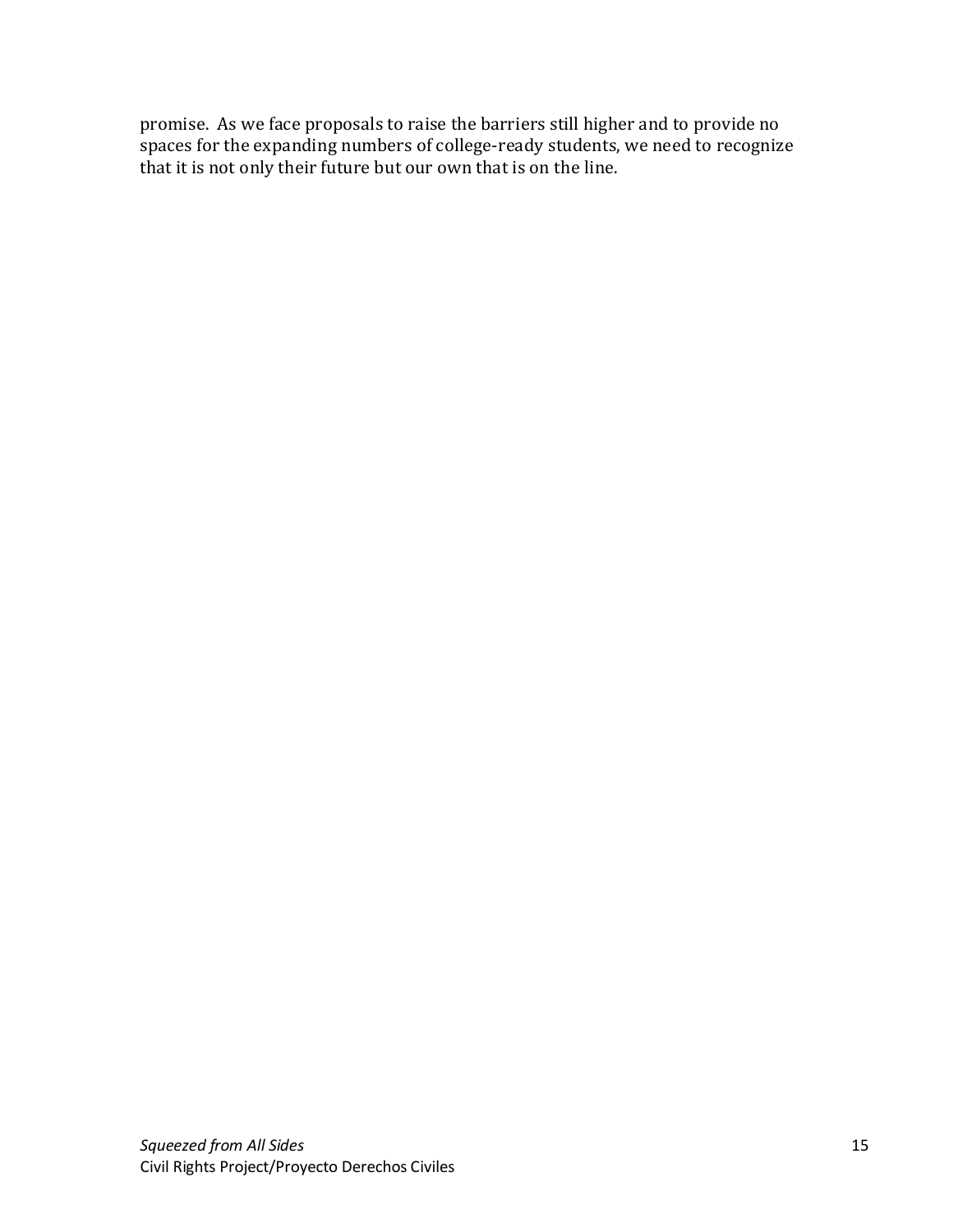promise. As we face proposals to raise the barriers still higher and to provide no spaces for the expanding numbers of college-ready students, we need to recognize that it is not only their future but our own that is on the line.